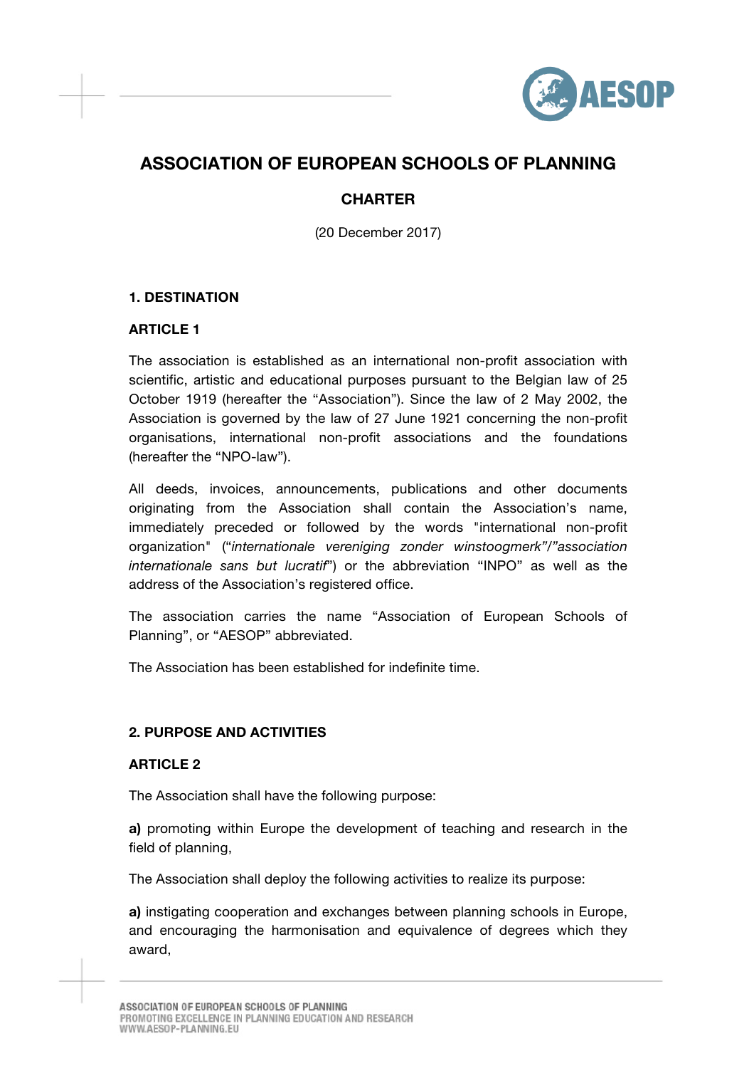# ASSOCIATION OF EUROPEAN SCHOOLS OF PLANNING

## CHARTER

(20 December 2017)

### 1. DESTINATION

#### ARTICLE 1

The association is established as an international non-profit association with scientific, artistic and educational purposes pursuant to the Belgian law of 25 October 1919 (hereafter the "Association"). Since the law of 2 May 2002, the Association is governed by the law of 27 June 1921 concerning the non-profit organisations, international non-profit associations and the foundations (hereafter the "NPO-law").

All deeds, invoices, announcements, publications and other documents originating from the Association shall contain the Association's name, immediately preceded or followed by the words "international non-profit organization" ("*internationale vereniging zonder winstoogmerk*"/"*association internationale sans but lucratif*") or the abbreviation "INPO" as well as the address of the Association's registered office.

The association carries the name "Association of European Schools of Planning", or "AESOP" abbreviated.

The Association has been established for indefinite time.

### 2. PURPOSE AND ACTIVITIES

#### ARTICLE 2

The Association shall have the following purpose:

**a)** promoting within Europe the development of teaching and research in the field of planning,

The Association shall deploy the following activities to realize its purpose:

**a)** instigating cooperation and exchanges between planning schools in Europe, and encouraging the harmonisation and equivalence of degrees which they award,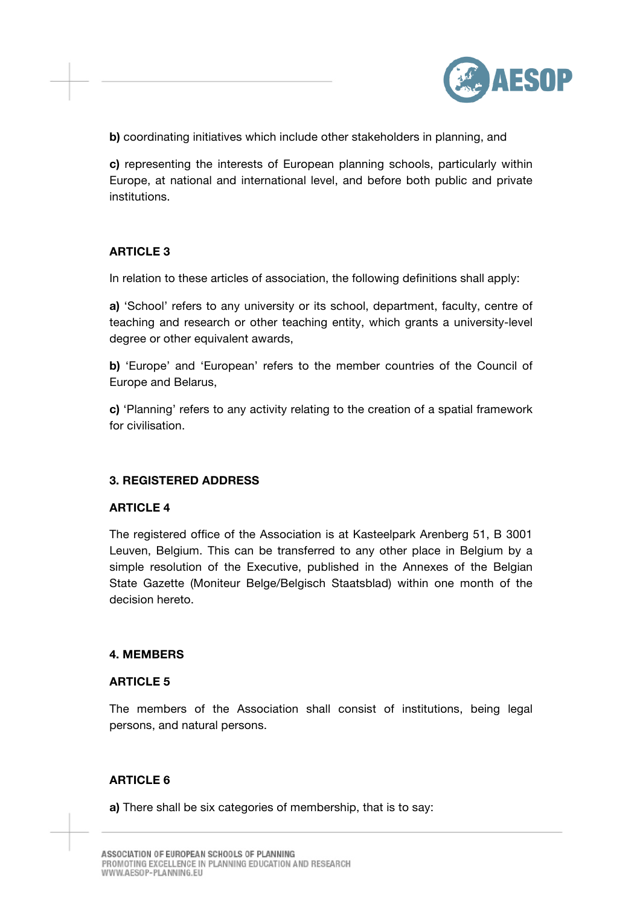**b)** coordinating initiatives which include other stakeholders in planning, and

**c)** representing the interests of European planning schools, particularly within Europe, at national and international level, and before both public and private institutions.

#### ARTICLE 3

In relation to these articles of association, the following definitions shall apply:

**a)** 'School' refers to any university or its school, department, faculty, centre of teaching and research or other teaching entity, which grants a university-level degree or other equivalent awards,

**b)** 'Europe' and 'European' refers to the member countries of the Council of Europe and Belarus,

**c)** 'Planning' refers to any activity relating to the creation of a spatial framework for civilisation.

### 3. REGISTERED ADDRESS

#### ARTICLE 4

The registered office of the Association is at Kasteelpark Arenberg 51, B 3001 Leuven, Belgium. This can be transferred to any other place in Belgium by a simple resolution of the Executive, published in the Annexes of the Belgian State Gazette (Moniteur Belge/Belgisch Staatsblad) within one month of the decision hereto.

### 4. MEMBERS

#### ARTICLE 5

The members of the Association shall consist of institutions, being legal persons, and natural persons.

#### ARTICLE 6

**a)** There shall be six categories of membership, that is to say: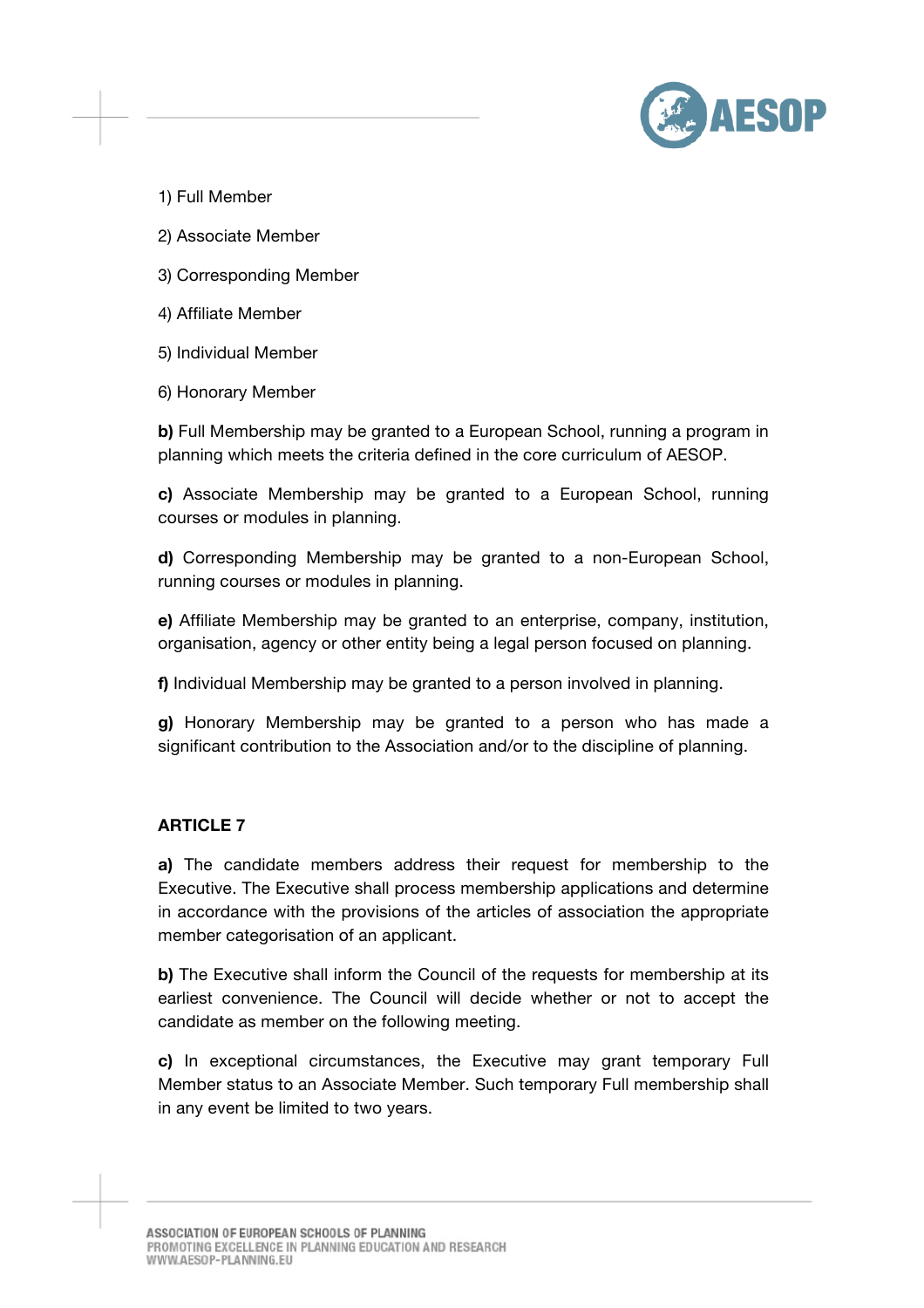1) Full Member

2) Associate Member

3) Corresponding Member

4) Affiliate Member

5) Individual Member

6) Honorary Member

**b)** Full Membership may be granted to a European School, running a program in planning which meets the criteria defined in the core curriculum of AESOP.

**c)** Associate Membership may be granted to a European School, running courses or modules in planning.

**d)** Corresponding Membership may be granted to a non-European School, running courses or modules in planning.

**e)** Affiliate Membership may be granted to an enterprise, company, institution, organisation, agency or other entity being a legal person focused on planning.

**f)** Individual Membership may be granted to a person involved in planning.

**g)** Honorary Membership may be granted to a person who has made a significant contribution to the Association and/or to the discipline of planning.

## ARTICLE 7

**a)** The candidate members address their request for membership to the Executive. The Executive shall process membership applications and determine in accordance with the provisions of the articles of association the appropriate member categorisation of an applicant.

**b)** The Executive shall inform the Council of the requests for membership at its earliest convenience. The Council will decide whether or not to accept the candidate as member on the following meeting.

**c)** In exceptional circumstances, the Executive may grant temporary Full Member status to an Associate Member. Such temporary Full membership shall in any event be limited to two years.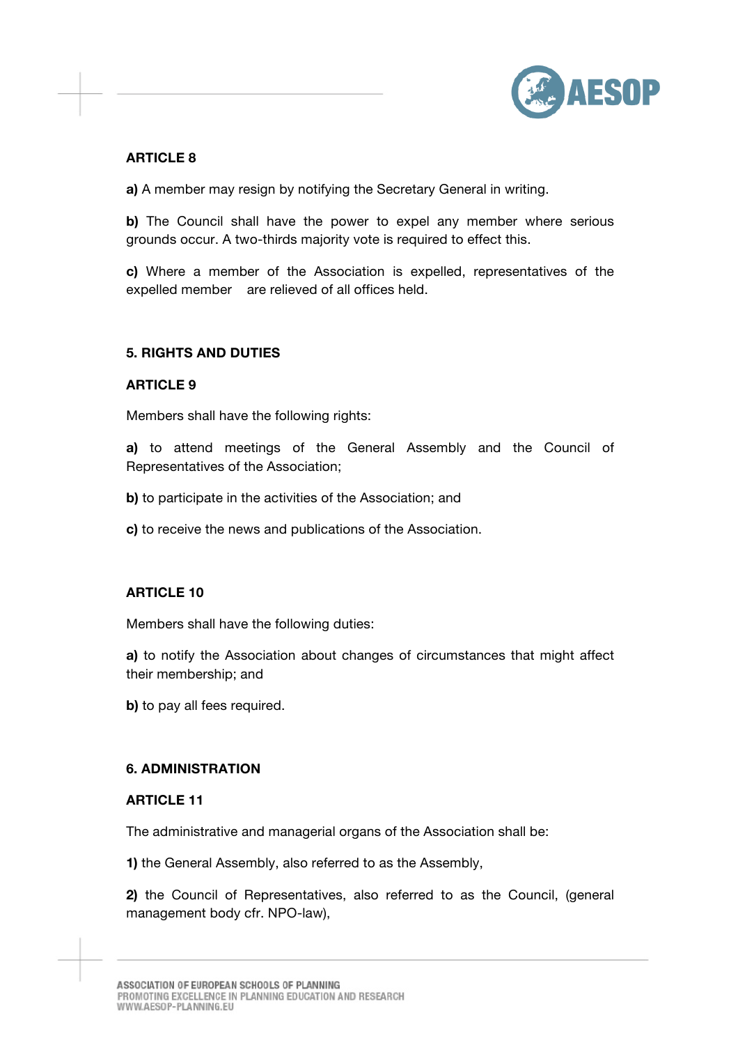**ARTICLE 8**

**a)** A member may resign by notifying the Secretary General in writing.

**b)** The Council shall have the power to expel any member where serious grounds occur. A two-thirds majority vote is required to effect this.

**c)** Where a member of the Association is expelled, representatives of the expelled member are relieved of all offices held.

**5. RIGHTS AND DUTIES**

**ARTICLE 9**

Members shall have the following rights:

**a)** to attend meetings of the General Assembly and the Council of Representatives of the Association;

**b)** to participate in the activities of the Association; and

**c)** to receive the news and publications of the Association.

**ARTICLE 10**

Members shall have the following duties:

**a)** to notify the Association about changes of circumstances that might affect their membership; and

**b)** to pay all fees required.

**6. ADMINISTRATION**

**ARTICLE 11**

The administrative and managerial organs of the Association shall be:

**1)** the General Assembly, also referred to as the Assembly,

**2)** the Council of Representatives, also referred to as the Council, (general management body cfr. NPO-law),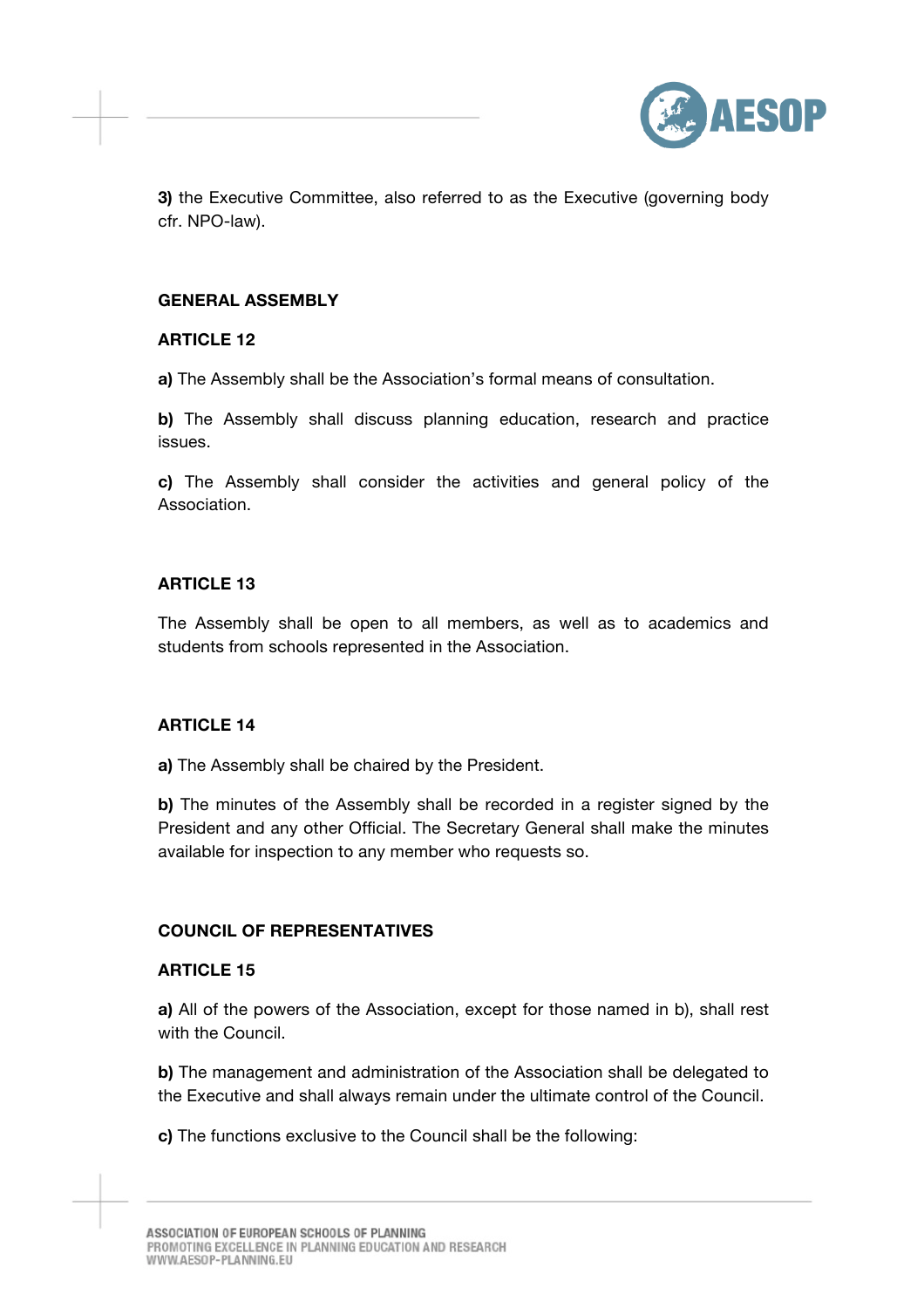**3)** the Executive Committee, also referred to as the Executive (governing body cfr. NPO-law).

## GENERAL ASSEMBLY

### ARTICLE 12

**a)** The Assembly shall be the Association's formal means of consultation.

**b)** The Assembly shall discuss planning education, research and practice issues.

**c)** The Assembly shall consider the activities and general policy of the Association.

### ARTICLE 13

The Assembly shall be open to all members, as well as to academics and students from schools represented in the Association.

### ARTICLE 14

**a)** The Assembly shall be chaired by the President.

**b)** The minutes of the Assembly shall be recorded in a register signed by the President and any other Official. The Secretary General shall make the minutes available for inspection to any member who requests so.

## COUNCIL OF REPRESENTATIVES

### ARTICLE 15

**a)** All of the powers of the Association, except for those named in b), shall rest with the Council.

**b)** The management and administration of the Association shall be delegated to the Executive and shall always remain under the ultimate control of the Council.

**c)** The functions exclusive to the Council shall be the following: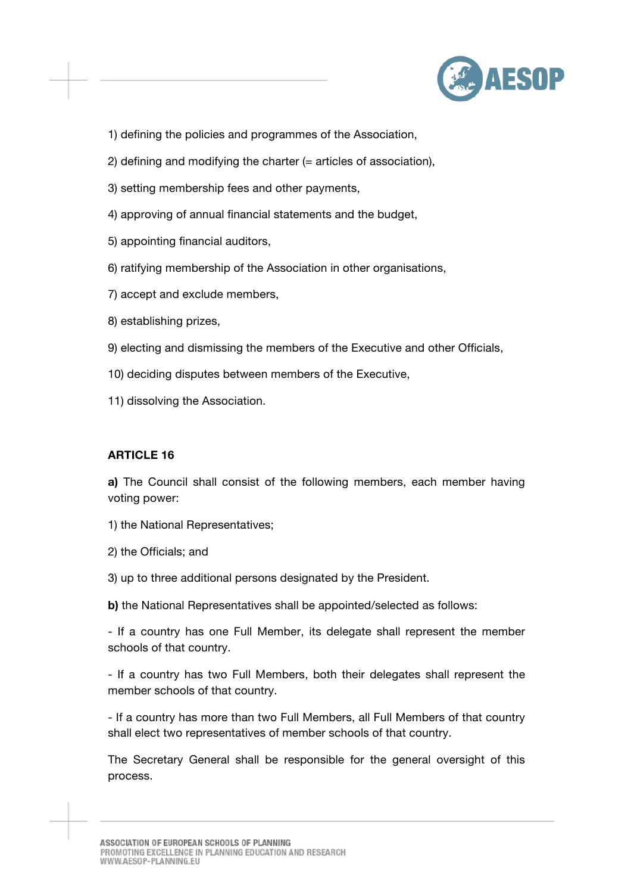1) defining the policies and programmes of the Association,

2) defining and modifying the charter (= articles of association),

3) setting membership fees and other payments,

4) approving of annual financial statements and the budget,

5) appointing financial auditors,

6) ratifying membership of the Association in other organisations,

7) accept and exclude members,

8) establishing prizes,

9) electing and dismissing the members of the Executive and other Officials,

10) deciding disputes between members of the Executive,

11) dissolving the Association.

**ARTICLE 16**

**a)** The Council shall consist of the following members, each member having voting power:

1) the National Representatives;

2) the Officials; and

3) up to three additional persons designated by the President.

**b)** the National Representatives shall be appointed/selected as follows:

- If a country has one Full Member, its delegate shall represent the member schools of that country.

- If a country has two Full Members, both their delegates shall represent the member schools of that country.

- If a country has more than two Full Members, all Full Members of that country shall elect two representatives of member schools of that country.

The Secretary General shall be responsible for the general oversight of this process.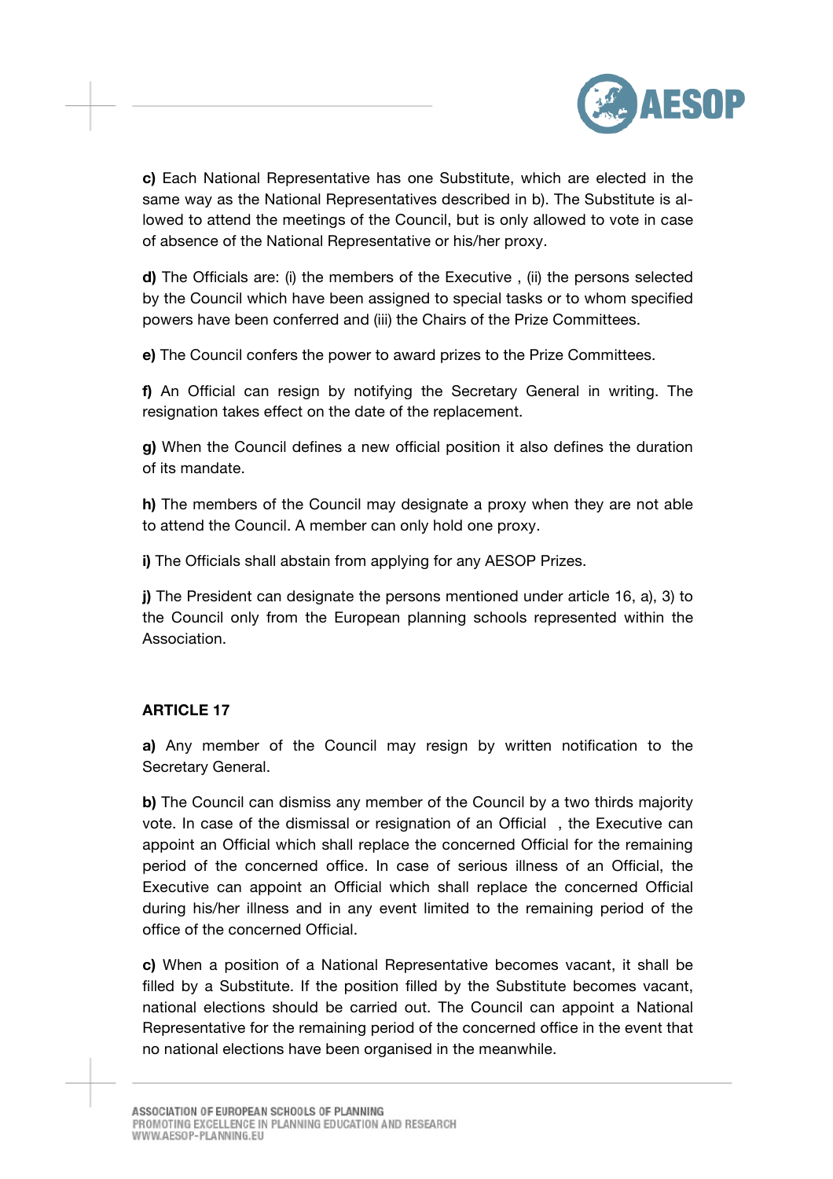**c)** Each National Representative has one Substitute, which are elected in the same way as the National Representatives described in b). The Substitute is allowed to attend the meetings of the Council, but is only allowed to vote in case of absence of the National Representative or his/her proxy.

**d)** The Officials are: (i) the members of the Executive , (ii) the persons selected by the Council which have been assigned to special tasks or to whom specified powers have been conferred and (iii) the Chairs of the Prize Committees.

**e)** The Council confers the power to award prizes to the Prize Committees.

**f)** An Official can resign by notifying the Secretary General in writing. The resignation takes effect on the date of the replacement.

**g)** When the Council defines a new official position it also defines the duration of its mandate.

**h)** The members of the Council may designate a proxy when they are not able to attend the Council. A member can only hold one proxy.

**i)** The Officials shall abstain from applying for any AESOP Prizes.

**j)** The President can designate the persons mentioned under article 16, a), 3) to the Council only from the European planning schools represented within the Association.

### ARTICLE 17

**a)** Any member of the Council may resign by written notification to the Secretary General.

**b)** The Council can dismiss any member of the Council by a two thirds majority vote. In case of the dismissal or resignation of an Official , the Executive can appoint an Official which shall replace the concerned Official for the remaining period of the concerned office. In case of serious illness of an Official, the Executive can appoint an Official which shall replace the concerned Official during his/her illness and in any event limited to the remaining period of the office of the concerned Official.

**c)** When a position of a National Representative becomes vacant, it shall be filled by a Substitute. If the position filled by the Substitute becomes vacant, national elections should be carried out. The Council can appoint a National Representative for the remaining period of the concerned office in the event that no national elections have been organised in the meanwhile.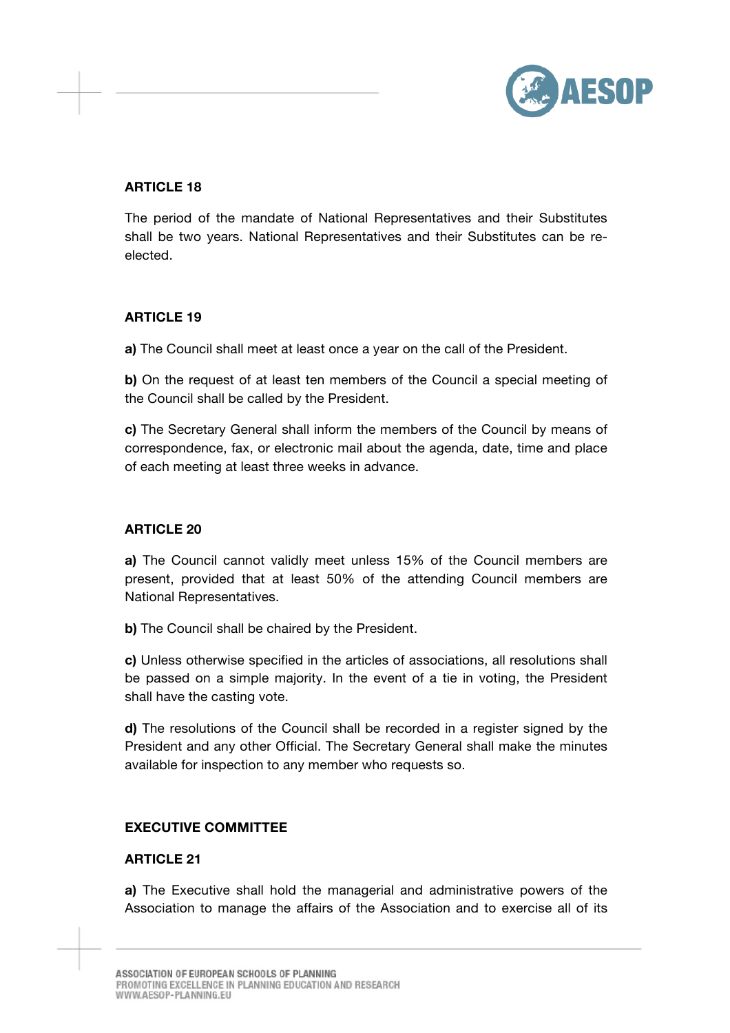### ARTICLE 18

The period of the mandate of National Representatives and their Substitutes shall be two years. National Representatives and their Substitutes can be re-elected.

### ARTICLE 19

**a)** The Council shall meet at least once a year on the call of the President.

**b)** On the request of at least ten members of the Council a special meeting of the Council shall be called by the President.

**c)** The Secretary General shall inform the members of the Council by means of correspondence, fax, or electronic mail about the agenda, date, time and place of each meeting at least three weeks in advance.

### ARTICLE 20

**a)** The Council cannot validly meet unless 15% of the Council members are present, provided that at least 50% of the attending Council members are National Representatives.

**b)** The Council shall be chaired by the President.

**c)** Unless otherwise specified in the articles of associations, all resolutions shall be passed on a simple majority. In the event of a tie in voting, the President shall have the casting vote.

**d)** The resolutions of the Council shall be recorded in a register signed by the President and any other Official. The Secretary General shall make the minutes available for inspection to any member who requests so.

## EXECUTIVE COMMITTEE

### ARTICLE 21

**a)** The Executive shall hold the managerial and administrative powers of the Association to manage the affairs of the Association and to exercise all of its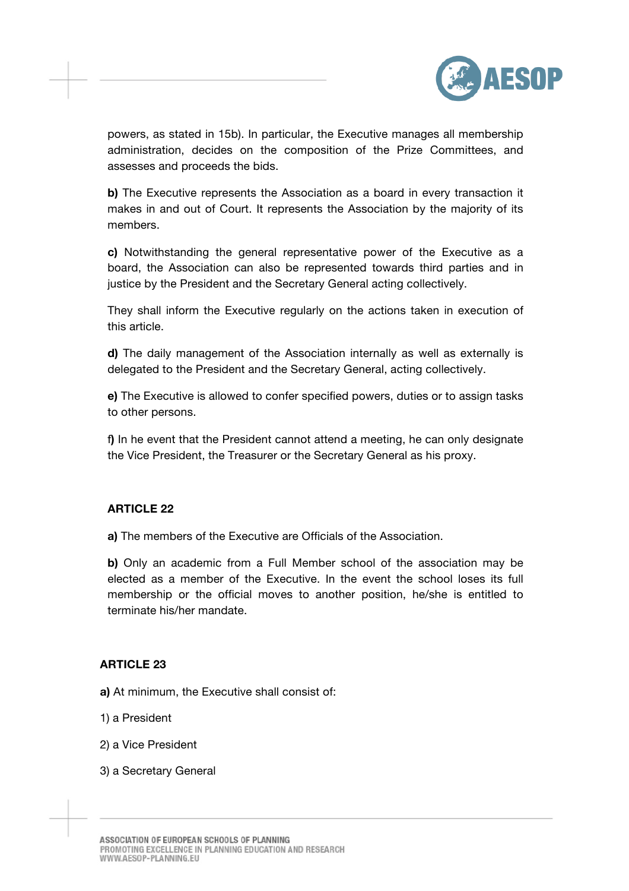powers, as stated in 15b). In particular, the Executive manages all membership administration, decides on the composition of the Prize Committees, and assesses and proceeds the bids.

**b)** The Executive represents the Association as a board in every transaction it makes in and out of Court. It represents the Association by the majority of its members.

**c)** Notwithstanding the general representative power of the Executive as a board, the Association can also be represented towards third parties and in justice by the President and the Secretary General acting collectively.

They shall inform the Executive regularly on the actions taken in execution of this article.

**d)** The daily management of the Association internally as well as externally is delegated to the President and the Secretary General, acting collectively.

**e)** The Executive is allowed to confer specified powers, duties or to assign tasks to other persons.

**f)** In he event that the President cannot attend a meeting, he can only designate the Vice President, the Treasurer or the Secretary General as his proxy.

**ARTICLE 22**

**a)** The members of the Executive are Officials of the Association.

**b)** Only an academic from a Full Member school of the association may be elected as a member of the Executive. In the event the school loses its full membership or the official moves to another position, he/she is entitled to terminate his/her mandate.

**ARTICLE 23**

**a)** At minimum, the Executive shall consist of:

1) a President

2) a Vice President

3) a Secretary General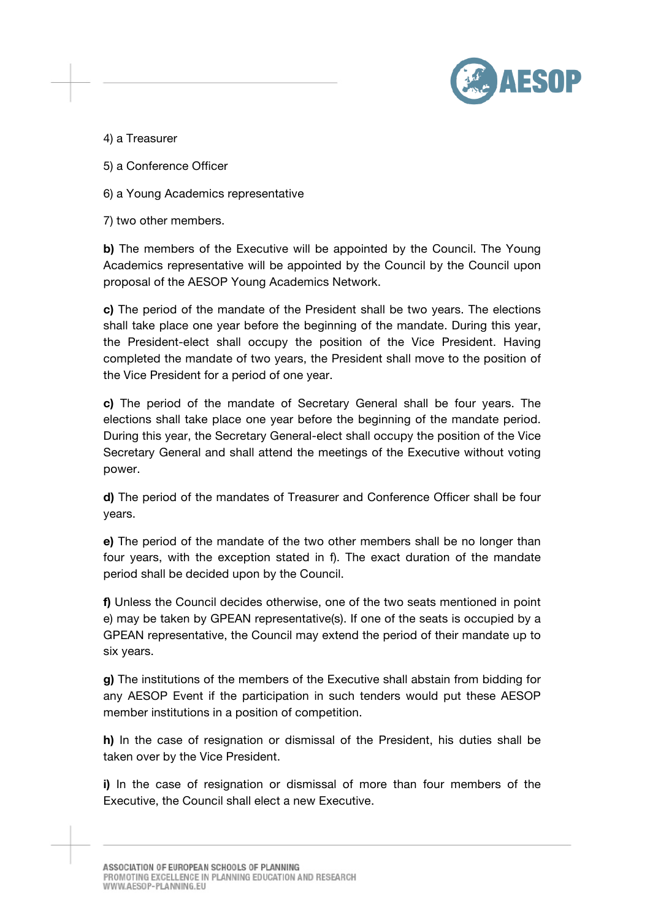4) a Treasurer

5) a Conference Officer

6) a Young Academics representative

7) two other members.

**b)** The members of the Executive will be appointed by the Council. The Young Academics representative will be appointed by the Council by the Council upon proposal of the AESOP Young Academics Network.

**c)** The period of the mandate of the President shall be two years. The elections shall take place one year before the beginning of the mandate. During this year, the President-elect shall occupy the position of the Vice President. Having completed the mandate of two years, the President shall move to the position of the Vice President for a period of one year.

**c)** The period of the mandate of Secretary General shall be four years. The elections shall take place one year before the beginning of the mandate period. During this year, the Secretary General-elect shall occupy the position of the Vice Secretary General and shall attend the meetings of the Executive without voting power.

**d)** The period of the mandates of Treasurer and Conference Officer shall be four years.

**e)** The period of the mandate of the two other members shall be no longer than four years, with the exception stated in f). The exact duration of the mandate period shall be decided upon by the Council.

**f)** Unless the Council decides otherwise, one of the two seats mentioned in point e) may be taken by GPEAN representative(s). If one of the seats is occupied by a GPEAN representative, the Council may extend the period of their mandate up to six years.

**g)** The institutions of the members of the Executive shall abstain from bidding for any AESOP Event if the participation in such tenders would put these AESOP member institutions in a position of competition.

**h)** In the case of resignation or dismissal of the President, his duties shall be taken over by the Vice President.

**i)** In the case of resignation or dismissal of more than four members of the Executive, the Council shall elect a new Executive.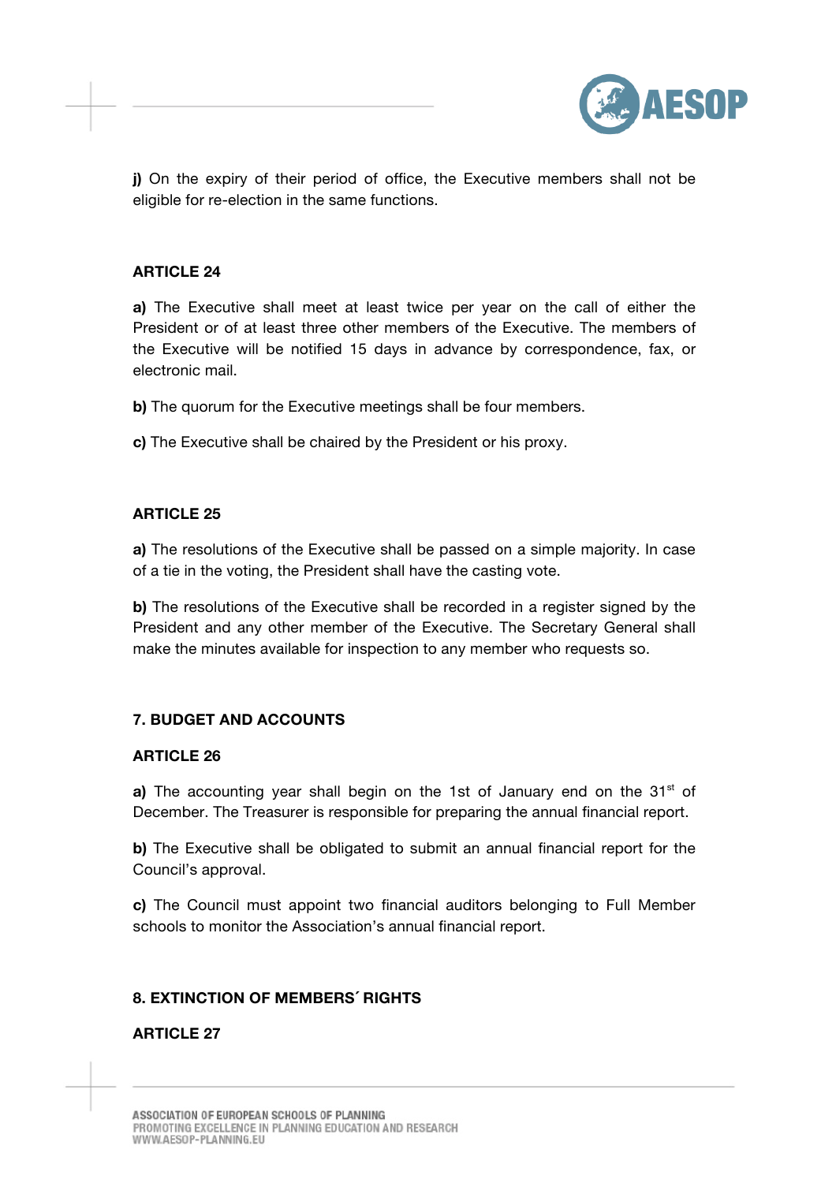**j)** On the expiry of their period of office, the Executive members shall not be eligible for re-election in the same functions.

**ARTICLE 24**

**a)** The Executive shall meet at least twice per year on the call of either the President or of at least three other members of the Executive. The members of the Executive will be notified 15 days in advance by correspondence, fax, or electronic mail.

**b)** The quorum for the Executive meetings shall be four members.

**c)** The Executive shall be chaired by the President or his proxy.

**ARTICLE 25**

**a)** The resolutions of the Executive shall be passed on a simple majority. In case of a tie in the voting, the President shall have the casting vote.

**b)** The resolutions of the Executive shall be recorded in a register signed by the President and any other member of the Executive. The Secretary General shall make the minutes available for inspection to any member who requests so.

**7. BUDGET AND ACCOUNTS**

**ARTICLE 26**

**a)** The accounting year shall begin on the 1st of January end on the 31st of December. The Treasurer is responsible for preparing the annual financial report.

**b)** The Executive shall be obligated to submit an annual financial report for the Council's approval.

**c)** The Council must appoint two financial auditors belonging to Full Member schools to monitor the Association's annual financial report.

**8. EXTINCTION OF MEMBERS´ RIGHTS**

**ARTICLE 27**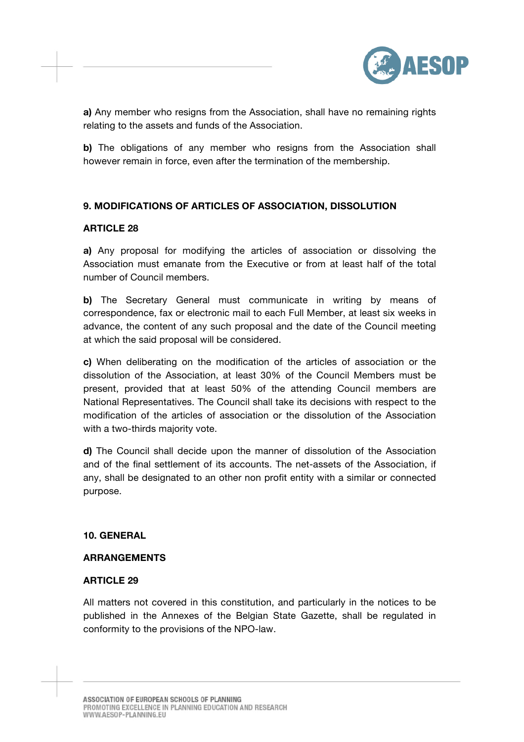**a)** Any member who resigns from the Association, shall have no remaining rights relating to the assets and funds of the Association.

**b)** The obligations of any member who resigns from the Association shall however remain in force, even after the termination of the membership.

## 9. MODIFICATIONS OF ARTICLES OF ASSOCIATION, DISSOLUTION

### ARTICLE 28

**a)** Any proposal for modifying the articles of association or dissolving the Association must emanate from the Executive or from at least half of the total number of Council members.

**b)** The Secretary General must communicate in writing by means of correspondence, fax or electronic mail to each Full Member, at least six weeks in advance, the content of any such proposal and the date of the Council meeting at which the said proposal will be considered.

**c)** When deliberating on the modification of the articles of association or the dissolution of the Association, at least 30% of the Council Members must be present, provided that at least 50% of the attending Council members are National Representatives. The Council shall take its decisions with respect to the modification of the articles of association or the dissolution of the Association with a two-thirds majority vote.

**d)** The Council shall decide upon the manner of dissolution of the Association and of the final settlement of its accounts. The net-assets of the Association, if any, shall be designated to an other non profit entity with a similar or connected purpose.

## 10. GENERAL

## ARRANGEMENTS

### ARTICLE 29

All matters not covered in this constitution, and particularly in the notices to be published in the Annexes of the Belgian State Gazette, shall be regulated in conformity to the provisions of the NPO-law.